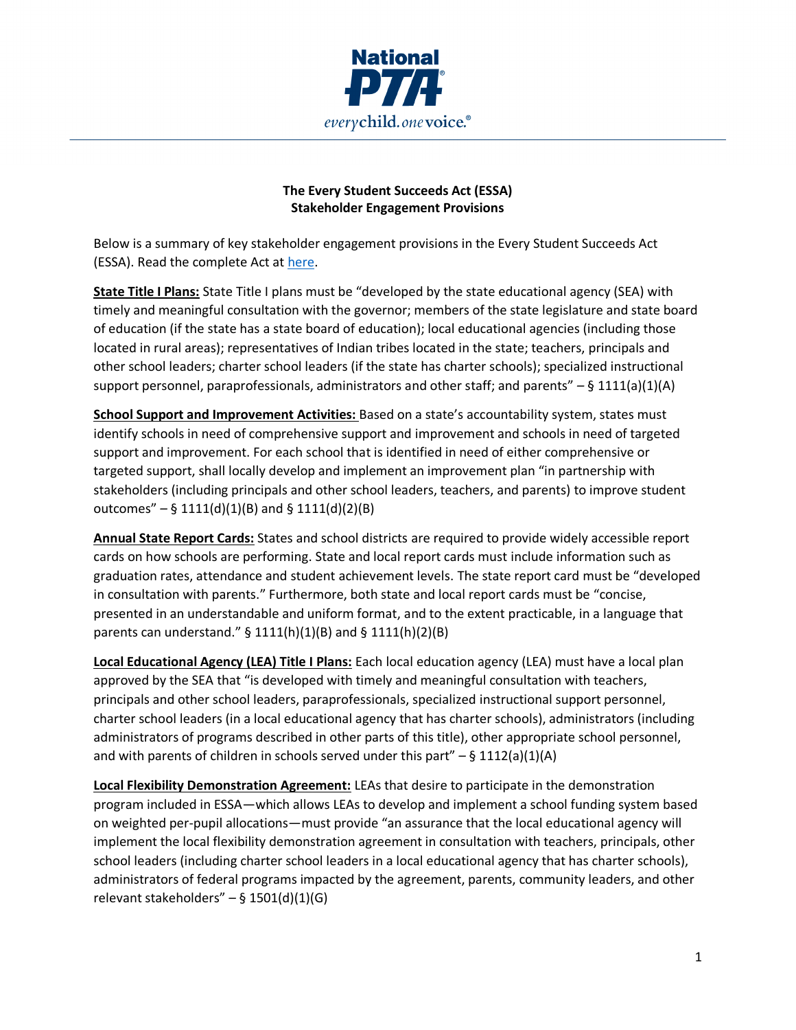**National PTA**

*every child. one voice.®*

## The Every Student Succeeds Act (ESSA)
## Stakeholder Engagement Provisions

Below is a summary of key stakeholder engagement provisions in the Every Student Succeeds Act (ESSA). Read the complete Act at here.

**State Title I Plans:** State Title I plans must be "developed by the state educational agency (SEA) with timely and meaningful consultation with the governor; members of the state legislature and state board of education (if the state has a state board of education); local educational agencies (including those located in rural areas); representatives of Indian tribes located in the state; teachers, principals and other school leaders; charter school leaders (if the state has charter schools); specialized instructional support personnel, paraprofessionals, administrators and other staff; and parents" – § 1111(a)(1)(A)

**School Support and Improvement Activities:** Based on a state's accountability system, states must identify schools in need of comprehensive support and improvement and schools in need of targeted support and improvement. For each school that is identified in need of either comprehensive or targeted support, shall locally develop and implement an improvement plan "in partnership with stakeholders (including principals and other school leaders, teachers, and parents) to improve student outcomes" – § 1111(d)(1)(B) and § 1111(d)(2)(B)

**Annual State Report Cards:** States and school districts are required to provide widely accessible report cards on how schools are performing. State and local report cards must include information such as graduation rates, attendance and student achievement levels. The state report card must be "developed in consultation with parents." Furthermore, both state and local report cards must be "concise, presented in an understandable and uniform format, and to the extent practicable, in a language that parents can understand." § 1111(h)(1)(B) and § 1111(h)(2)(B)

**Local Educational Agency (LEA) Title I Plans:** Each local education agency (LEA) must have a local plan approved by the SEA that "is developed with timely and meaningful consultation with teachers, principals and other school leaders, paraprofessionals, specialized instructional support personnel, charter school leaders (in a local educational agency that has charter schools), administrators (including administrators of programs described in other parts of this title), other appropriate school personnel, and with parents of children in schools served under this part" – § 1112(a)(1)(A)

**Local Flexibility Demonstration Agreement:** LEAs that desire to participate in the demonstration program included in ESSA—which allows LEAs to develop and implement a school funding system based on weighted per-pupil allocations—must provide "an assurance that the local educational agency will implement the local flexibility demonstration agreement in consultation with teachers, principals, other school leaders (including charter school leaders in a local educational agency that has charter schools), administrators of federal programs impacted by the agreement, parents, community leaders, and other relevant stakeholders" – § 1501(d)(1)(G)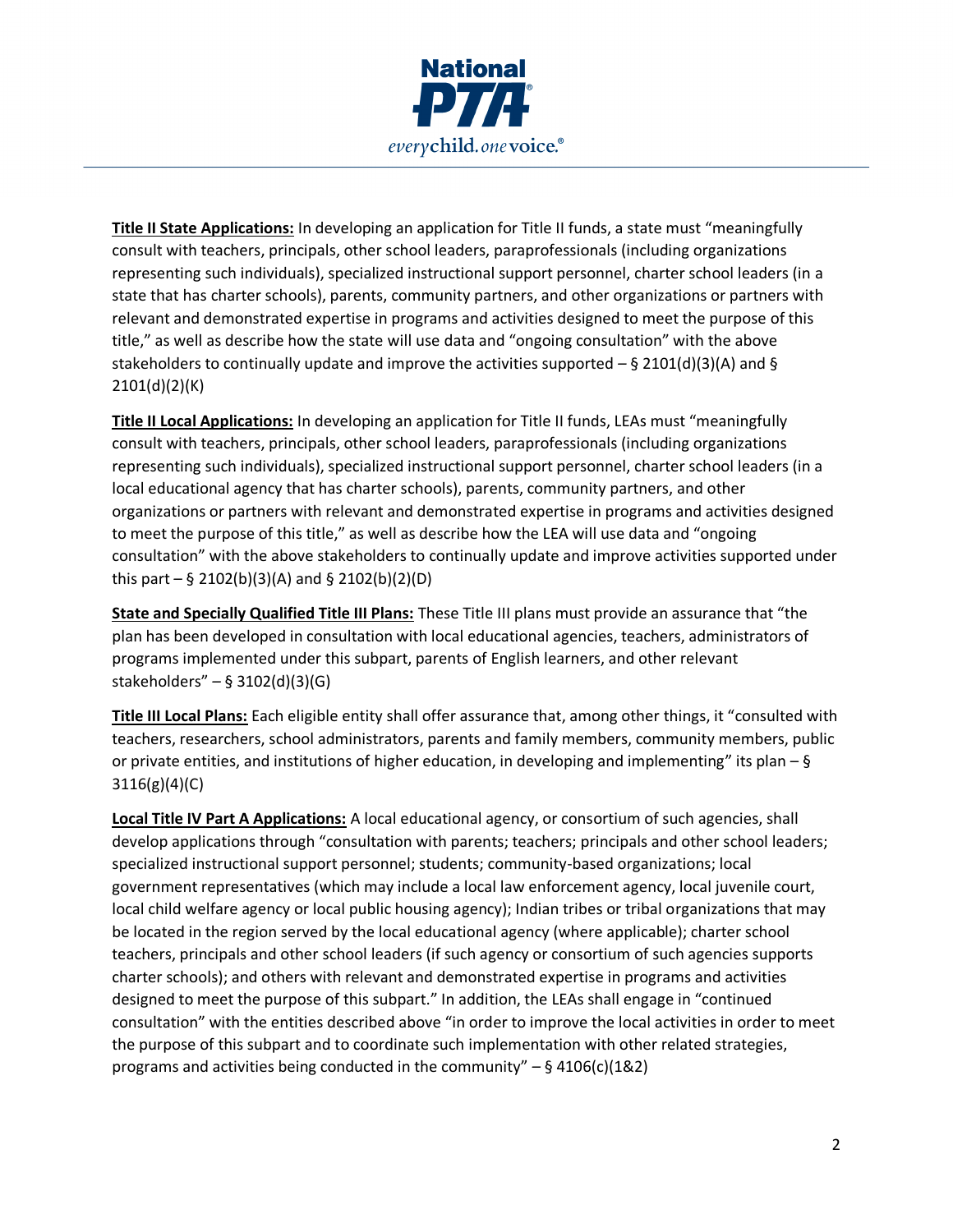**Title II State Applications:** In developing an application for Title II funds, a state must "meaningfully consult with teachers, principals, other school leaders, paraprofessionals (including organizations representing such individuals), specialized instructional support personnel, charter school leaders (in a state that has charter schools), parents, community partners, and other organizations or partners with relevant and demonstrated expertise in programs and activities designed to meet the purpose of this title," as well as describe how the state will use data and "ongoing consultation" with the above stakeholders to continually update and improve the activities supported – § 2101(d)(3)(A) and § 2101(d)(2)(K)

**Title II Local Applications:** In developing an application for Title II funds, LEAs must "meaningfully consult with teachers, principals, other school leaders, paraprofessionals (including organizations representing such individuals), specialized instructional support personnel, charter school leaders (in a local educational agency that has charter schools), parents, community partners, and other organizations or partners with relevant and demonstrated expertise in programs and activities designed to meet the purpose of this title," as well as describe how the LEA will use data and "ongoing consultation" with the above stakeholders to continually update and improve activities supported under this part – § 2102(b)(3)(A) and § 2102(b)(2)(D)

**State and Specially Qualified Title III Plans:** These Title III plans must provide an assurance that "the plan has been developed in consultation with local educational agencies, teachers, administrators of programs implemented under this subpart, parents of English learners, and other relevant stakeholders" – § 3102(d)(3)(G)

**Title III Local Plans:** Each eligible entity shall offer assurance that, among other things, it "consulted with teachers, researchers, school administrators, parents and family members, community members, public or private entities, and institutions of higher education, in developing and implementing" its plan – § 3116(g)(4)(C)

**Local Title IV Part A Applications:** A local educational agency, or consortium of such agencies, shall develop applications through "consultation with parents; teachers; principals and other school leaders; specialized instructional support personnel; students; community-based organizations; local government representatives (which may include a local law enforcement agency, local juvenile court, local child welfare agency or local public housing agency); Indian tribes or tribal organizations that may be located in the region served by the local educational agency (where applicable); charter school teachers, principals and other school leaders (if such agency or consortium of such agencies supports charter schools); and others with relevant and demonstrated expertise in programs and activities designed to meet the purpose of this subpart." In addition, the LEAs shall engage in "continued consultation" with the entities described above "in order to improve the local activities in order to meet the purpose of this subpart and to coordinate such implementation with other related strategies, programs and activities being conducted in the community" – § 4106(c)(1&2)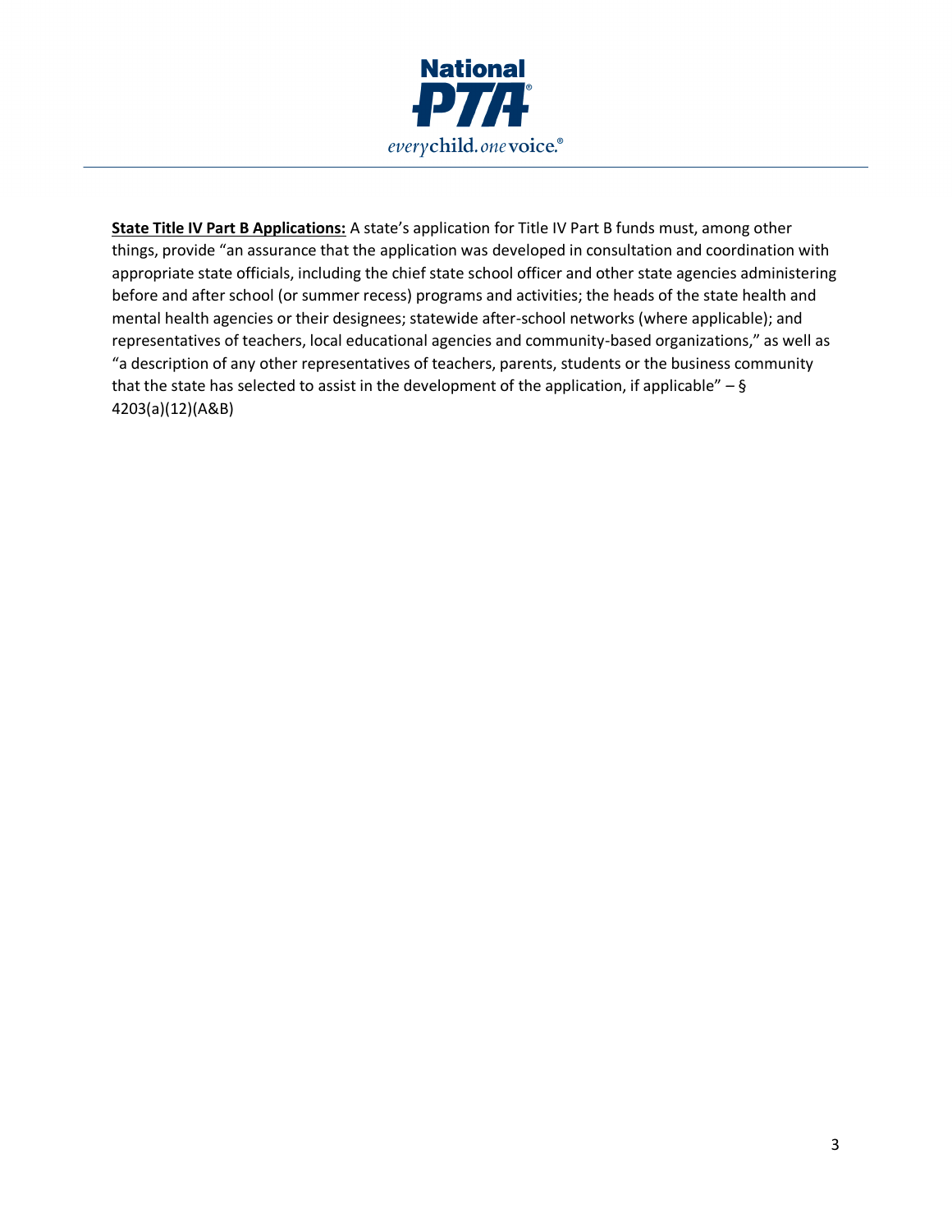**State Title IV Part B Applications:** A state's application for Title IV Part B funds must, among other things, provide "an assurance that the application was developed in consultation and coordination with appropriate state officials, including the chief state school officer and other state agencies administering before and after school (or summer recess) programs and activities; the heads of the state health and mental health agencies or their designees; statewide after-school networks (where applicable); and representatives of teachers, local educational agencies and community-based organizations," as well as "a description of any other representatives of teachers, parents, students or the business community that the state has selected to assist in the development of the application, if applicable" – § 4203(a)(12)(A&B)